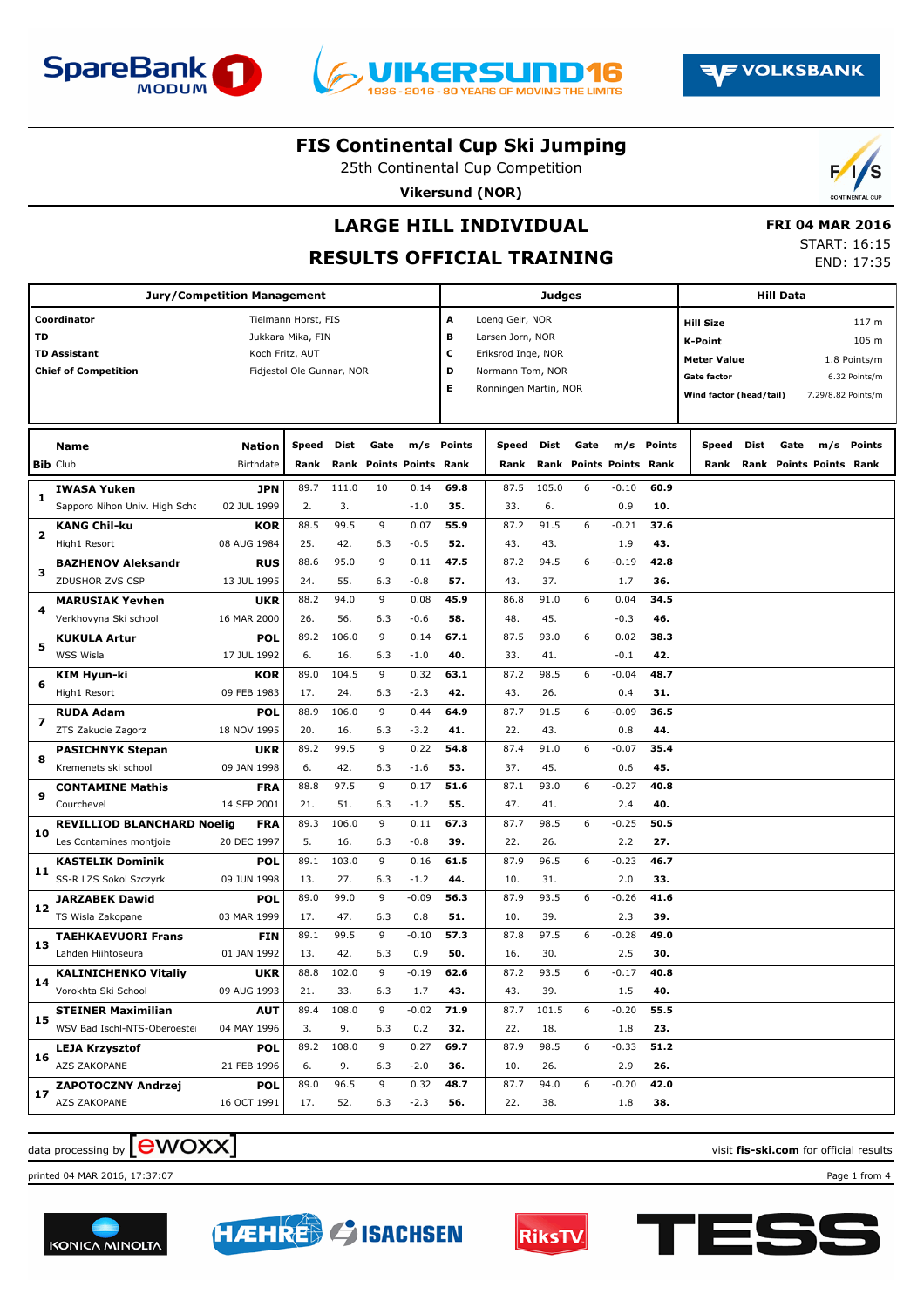# FIS Continental Cup Ski Jumping

25th Continental Cup Competition

**Vikersund (NOR)**

## LARGE HILL INDIVIDUAL

## RESULTS OFFICIAL TRAINING

**FRI 04 MAR 2016**

START: 16:15

END: 17:35

| Jury/Competition Management | | Judges | | Hill Data | |
|---|---|---|---|---|---|
| **Coordinator** | Tielmann Horst, FIS | **A** | Loeng Geir, NOR | **Hill Size** | 117 m |
| **TD** | Jukkara Mika, FIN | **B** | Larsen Jorn, NOR | **K-Point** | 105 m |
| **TD Assistant** | Koch Fritz, AUT | **C** | Eriksrod Inge, NOR | **Meter Value** | 1.8 Points/m |
| **Chief of Competition** | Fidjestol Ole Gunnar, NOR | **D** | Normann Tom, NOR | **Gate factor** | 6.32 Points/m |
| | | **E** | Ronningen Martin, NOR | **Wind factor (head/tail)** | 7.29/8.82 Points/m |

| Bib | Name / Club | Nation / Birthdate | Speed / Rank | Dist / Rank | Gate / Points | m/s / Points | Points / Rank | Speed / Rank | Dist / Rank | Gate / Points | m/s / Points | Points / Rank | Speed / Rank | Dist / Rank | Gate / Points | m/s / Points | Points / Rank |
|---|---|---|---|---|---|---|---|---|---|---|---|---|---|---|---|---|---|
| 1 | **IWASA Yuken** | **JPN** | 89.7 | 111.0 | 10 | 0.14 | **69.8** | 87.5 | 105.0 | 6 | -0.10 | **60.9** | | | | | |
| | Sapporo Nihon Univ. High Schc | 02 JUL 1999 | 2. | 3. | | -1.0 | **35.** | 33. | 6. | | 0.9 | **10.** | | | | | |
| 2 | **KANG Chil-ku** | **KOR** | 88.5 | 99.5 | 9 | 0.07 | **55.9** | 87.2 | 91.5 | 6 | -0.21 | **37.6** | | | | | |
| | High1 Resort | 08 AUG 1984 | 25. | 42. | 6.3 | -0.5 | **52.** | 43. | 43. | | 1.9 | **43.** | | | | | |
| 3 | **BAZHENOV Aleksandr** | **RUS** | 88.6 | 95.0 | 9 | 0.11 | **47.5** | 87.2 | 94.5 | 6 | -0.19 | **42.8** | | | | | |
| | ZDUSHOR ZVS CSP | 13 JUL 1995 | 24. | 55. | 6.3 | -0.8 | **57.** | 43. | 37. | | 1.7 | **36.** | | | | | |
| 4 | **MARUSIAK Yevhen** | **UKR** | 88.2 | 94.0 | 9 | 0.08 | **45.9** | 86.8 | 91.0 | 6 | 0.04 | **34.5** | | | | | |
| | Verkhovyna Ski school | 16 MAR 2000 | 26. | 56. | 6.3 | -0.6 | **58.** | 48. | 45. | | -0.3 | **46.** | | | | | |
| 5 | **KUKULA Artur** | **POL** | 89.2 | 106.0 | 9 | 0.14 | **67.1** | 87.5 | 93.0 | 6 | 0.02 | **38.3** | | | | | |
| | WSS Wisla | 17 JUL 1992 | 6. | 16. | 6.3 | -1.0 | **40.** | 33. | 41. | | -0.1 | **42.** | | | | | |
| 6 | **KIM Hyun-ki** | **KOR** | 89.0 | 104.5 | 9 | 0.32 | **63.1** | 87.2 | 98.5 | 6 | -0.04 | **48.7** | | | | | |
| | High1 Resort | 09 FEB 1983 | 17. | 24. | 6.3 | -2.3 | **42.** | 43. | 26. | | 0.4 | **31.** | | | | | |
| 7 | **RUDA Adam** | **POL** | 88.9 | 106.0 | 9 | 0.44 | **64.9** | 87.7 | 91.5 | 6 | -0.09 | **36.5** | | | | | |
| | ZTS Zakucie Zagorz | 18 NOV 1995 | 20. | 16. | 6.3 | -3.2 | **41.** | 22. | 43. | | 0.8 | **44.** | | | | | |
| 8 | **PASICHNYK Stepan** | **UKR** | 89.2 | 99.5 | 9 | 0.22 | **54.8** | 87.4 | 91.0 | 6 | -0.07 | **35.4** | | | | | |
| | Kremenets ski school | 09 JAN 1998 | 6. | 42. | 6.3 | -1.6 | **53.** | 37. | 45. | | 0.6 | **45.** | | | | | |
| 9 | **CONTAMINE Mathis** | **FRA** | 88.8 | 97.5 | 9 | 0.17 | **51.6** | 87.1 | 93.0 | 6 | -0.27 | **40.8** | | | | | |
| | Courchevel | 14 SEP 2001 | 21. | 51. | 6.3 | -1.2 | **55.** | 47. | 41. | | 2.4 | **40.** | | | | | |
| 10 | **REVILLIOD BLANCHARD Noelig** | **FRA** | 89.3 | 106.0 | 9 | 0.11 | **67.3** | 87.7 | 98.5 | 6 | -0.25 | **50.5** | | | | | |
| | Les Contamines montjoie | 20 DEC 1997 | 5. | 16. | 6.3 | -0.8 | **39.** | 22. | 26. | | 2.2 | **27.** | | | | | |
| 11 | **KASTELIK Dominik** | **POL** | 89.1 | 103.0 | 9 | 0.16 | **61.5** | 87.9 | 96.5 | 6 | -0.23 | **46.7** | | | | | |
| | SS-R LZS Sokol Szczyrk | 09 JUN 1998 | 13. | 27. | 6.3 | -1.2 | **44.** | 10. | 31. | | 2.0 | **33.** | | | | | |
| 12 | **JARZABEK Dawid** | **POL** | 89.0 | 99.0 | 9 | -0.09 | **56.3** | 87.9 | 93.5 | 6 | -0.26 | **41.6** | | | | | |
| | TS Wisla Zakopane | 03 MAR 1999 | 17. | 47. | 6.3 | 0.8 | **51.** | 10. | 39. | | 2.3 | **39.** | | | | | |
| 13 | **TAEHKAEVUORI Frans** | **FIN** | 89.1 | 99.5 | 9 | -0.10 | **57.3** | 87.8 | 97.5 | 6 | -0.28 | **49.0** | | | | | |
| | Lahden Hiihtoseura | 01 JAN 1992 | 13. | 42. | 6.3 | 0.9 | **50.** | 16. | 30. | | 2.5 | **30.** | | | | | |
| 14 | **KALINICHENKO Vitaliy** | **UKR** | 88.8 | 102.0 | 9 | -0.19 | **62.6** | 87.2 | 93.5 | 6 | -0.17 | **40.8** | | | | | |
| | Vorokhta Ski School | 09 AUG 1993 | 21. | 33. | 6.3 | 1.7 | **43.** | 43. | 39. | | 1.5 | **40.** | | | | | |
| 15 | **STEINER Maximilian** | **AUT** | 89.4 | 108.0 | 9 | -0.02 | **71.9** | 87.7 | 101.5 | 6 | -0.20 | **55.5** | | | | | |
| | WSV Bad Ischl-NTS-Oberoeste | 04 MAY 1996 | 3. | 9. | 6.3 | 0.2 | **32.** | 22. | 18. | | 1.8 | **23.** | | | | | |
| 16 | **LEJA Krzysztof** | **POL** | 89.2 | 108.0 | 9 | 0.27 | **69.7** | 87.9 | 98.5 | 6 | -0.33 | **51.2** | | | | | |
| | AZS ZAKOPANE | 21 FEB 1996 | 6. | 9. | 6.3 | -2.0 | **36.** | 10. | 26. | | 2.9 | **26.** | | | | | |
| 17 | **ZAPOTOCZNY Andrzej** | **POL** | 89.0 | 96.5 | 9 | 0.32 | **48.7** | 87.7 | 94.0 | 6 | -0.20 | **42.0** | | | | | |
| | AZS ZAKOPANE | 16 OCT 1991 | 17. | 52. | 6.3 | -2.3 | **56.** | 22. | 38. | | 1.8 | **38.** | | | | | |

data processing by [ewoxx]

visit **fis-ski.com** for official results

printed 04 MAR 2016, 17:37:07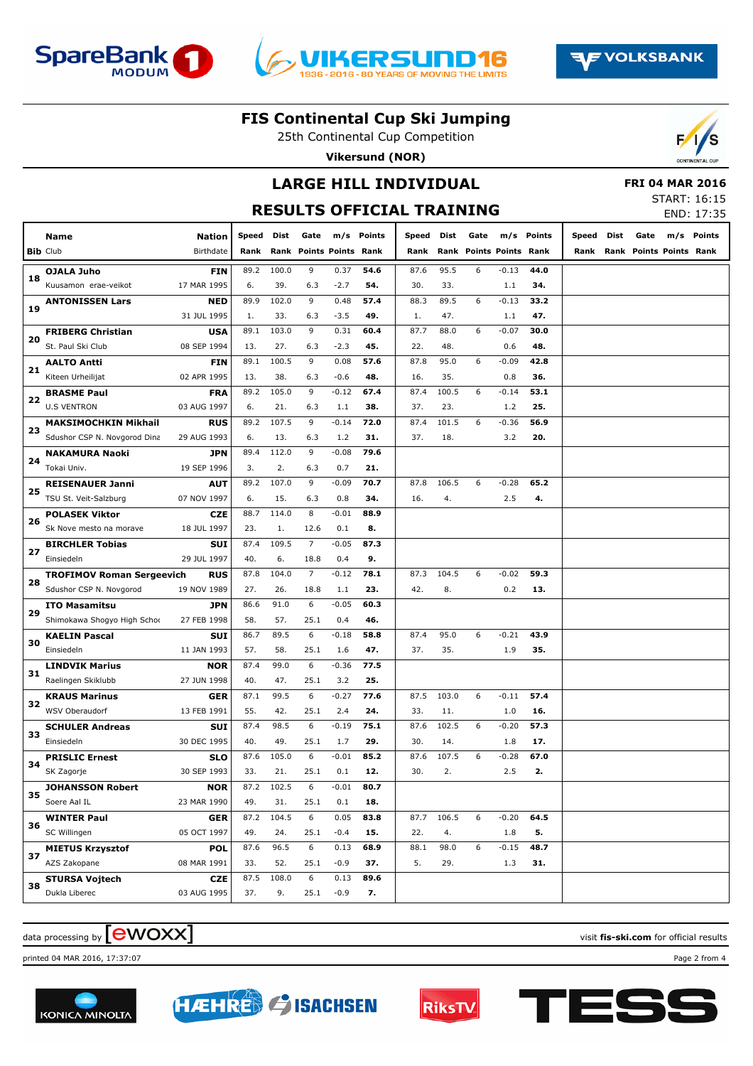# FIS Continental Cup Ski Jumping

25th Continental Cup Competition

**Vikersund (NOR)**

## LARGE HILL INDIVIDUAL

## RESULTS OFFICIAL TRAINING

**FRI 04 MAR 2016**

START: 16:15

END: 17:35

| Bib | Name / Club | Nation / Birthdate | Speed / Rank | Dist / Rank | Gate / Points | m/s / Points | Points / Rank | Speed / Rank | Dist / Rank | Gate / Points | m/s / Points | Points / Rank | Speed / Rank | Dist / Rank | Gate / Points | m/s / Points | Points / Rank |
|---|---|---|---|---|---|---|---|---|---|---|---|---|---|---|---|---|---|
| 18 | **OJALA Juho** | **FIN** | 89.2 | 100.0 | 9 | 0.37 | **54.6** | 87.6 | 95.5 | 6 | -0.13 | **44.0** | | | | | |
| | Kuusamon erae-veikot | 17 MAR 1995 | 6. | 39. | 6.3 | -2.7 | **54.** | 30. | 33. | | 1.1 | **34.** | | | | | |
| 19 | **ANTONISSEN Lars** | **NED** | 89.9 | 102.0 | 9 | 0.48 | **57.4** | 88.3 | 89.5 | 6 | -0.13 | **33.2** | | | | | |
| | | 31 JUL 1995 | 1. | 33. | 6.3 | -3.5 | **49.** | 1. | 47. | | 1.1 | **47.** | | | | | |
| 20 | **FRIBERG Christian** | **USA** | 89.1 | 103.0 | 9 | 0.31 | **60.4** | 87.7 | 88.0 | 6 | -0.07 | **30.0** | | | | | |
| | St. Paul Ski Club | 08 SEP 1994 | 13. | 27. | 6.3 | -2.3 | **45.** | 22. | 48. | | 0.6 | **48.** | | | | | |
| 21 | **AALTO Antti** | **FIN** | 89.1 | 100.5 | 9 | 0.08 | **57.6** | 87.8 | 95.0 | 6 | -0.09 | **42.8** | | | | | |
| | Kiteen Urheilijat | 02 APR 1995 | 13. | 38. | 6.3 | -0.6 | **48.** | 16. | 35. | | 0.8 | **36.** | | | | | |
| 22 | **BRASME Paul** | **FRA** | 89.2 | 105.0 | 9 | -0.12 | **67.4** | 87.4 | 100.5 | 6 | -0.14 | **53.1** | | | | | |
| | U.S VENTRON | 03 AUG 1997 | 6. | 21. | 6.3 | 1.1 | **38.** | 37. | 23. | | 1.2 | **25.** | | | | | |
| 23 | **MAKSIMOCHKIN Mikhail** | **RUS** | 89.2 | 107.5 | 9 | -0.14 | **72.0** | 87.4 | 101.5 | 6 | -0.36 | **56.9** | | | | | |
| | Sdushor CSP N. Novgorod Dina | 29 AUG 1993 | 6. | 13. | 6.3 | 1.2 | **31.** | 37. | 18. | | 3.2 | **20.** | | | | | |
| 24 | **NAKAMURA Naoki** | **JPN** | 89.4 | 112.0 | 9 | -0.08 | **79.6** | | | | | | | | | | |
| | Tokai Univ. | 19 SEP 1996 | 3. | 2. | 6.3 | 0.7 | **21.** | | | | | | | | | | |
| 25 | **REISENAUER Janni** | **AUT** | 89.2 | 107.0 | 9 | -0.09 | **70.7** | 87.8 | 106.5 | 6 | -0.28 | **65.2** | | | | | |
| | TSU St. Veit-Salzburg | 07 NOV 1997 | 6. | 15. | 6.3 | 0.8 | **34.** | 16. | 4. | | 2.5 | **4.** | | | | | |
| 26 | **POLASEK Viktor** | **CZE** | 88.7 | 114.0 | 8 | -0.01 | **88.9** | | | | | | | | | | |
| | Sk Nove mesto na morave | 18 JUL 1997 | 23. | 1. | 12.6 | 0.1 | **8.** | | | | | | | | | | |
| 27 | **BIRCHLER Tobias** | **SUI** | 87.4 | 109.5 | 7 | -0.05 | **87.3** | | | | | | | | | | |
| | Einsiedeln | 29 JUL 1997 | 40. | 6. | 18.8 | 0.4 | **9.** | | | | | | | | | | |
| 28 | **TROFIMOV Roman Sergeevich** | **RUS** | 87.8 | 104.0 | 7 | -0.12 | **78.1** | 87.3 | 104.5 | 6 | -0.02 | **59.3** | | | | | |
| | Sdushor CSP N. Novgorod | 19 NOV 1989 | 27. | 26. | 18.8 | 1.1 | **23.** | 42. | 8. | | 0.2 | **13.** | | | | | |
| 29 | **ITO Masamitsu** | **JPN** | 86.6 | 91.0 | 6 | -0.05 | **60.3** | | | | | | | | | | |
| | Shimokawa Shogyo High Schoo | 27 FEB 1998 | 58. | 57. | 25.1 | 0.4 | **46.** | | | | | | | | | | |
| 30 | **KAELIN Pascal** | **SUI** | 86.7 | 89.5 | 6 | -0.18 | **58.8** | 87.4 | 95.0 | 6 | -0.21 | **43.9** | | | | | |
| | Einsiedeln | 11 JAN 1993 | 57. | 58. | 25.1 | 1.6 | **47.** | 37. | 35. | | 1.9 | **35.** | | | | | |
| 31 | **LINDVIK Marius** | **NOR** | 87.4 | 99.0 | 6 | -0.36 | **77.5** | | | | | | | | | | |
| | Raelingen Skiklubb | 27 JUN 1998 | 40. | 47. | 25.1 | 3.2 | **25.** | | | | | | | | | | |
| 32 | **KRAUS Marinus** | **GER** | 87.1 | 99.5 | 6 | -0.27 | **77.6** | 87.5 | 103.0 | 6 | -0.11 | **57.4** | | | | | |
| | WSV Oberaudorf | 13 FEB 1991 | 55. | 42. | 25.1 | 2.4 | **24.** | 33. | 11. | | 1.0 | **16.** | | | | | |
| 33 | **SCHULER Andreas** | **SUI** | 87.4 | 98.5 | 6 | -0.19 | **75.1** | 87.6 | 102.5 | 6 | -0.20 | **57.3** | | | | | |
| | Einsiedeln | 30 DEC 1995 | 40. | 49. | 25.1 | 1.7 | **29.** | 30. | 14. | | 1.8 | **17.** | | | | | |
| 34 | **PRISLIC Ernest** | **SLO** | 87.6 | 105.0 | 6 | -0.01 | **85.2** | 87.6 | 107.5 | 6 | -0.28 | **67.0** | | | | | |
| | SK Zagorje | 30 SEP 1993 | 33. | 21. | 25.1 | 0.1 | **12.** | 30. | 2. | | 2.5 | **2.** | | | | | |
| 35 | **JOHANSSON Robert** | **NOR** | 87.2 | 102.5 | 6 | -0.01 | **80.7** | | | | | | | | | | |
| | Soere Aal IL | 23 MAR 1990 | 49. | 31. | 25.1 | 0.1 | **18.** | | | | | | | | | | |
| 36 | **WINTER Paul** | **GER** | 87.2 | 104.5 | 6 | 0.05 | **83.8** | 87.7 | 106.5 | 6 | -0.20 | **64.5** | | | | | |
| | SC Willingen | 05 OCT 1997 | 49. | 24. | 25.1 | -0.4 | **15.** | 22. | 4. | | 1.8 | **5.** | | | | | |
| 37 | **MIETUS Krzysztof** | **POL** | 87.6 | 96.5 | 6 | 0.13 | **68.9** | 88.1 | 98.0 | 6 | -0.15 | **48.7** | | | | | |
| | AZS Zakopane | 08 MAR 1991 | 33. | 52. | 25.1 | -0.9 | **37.** | 5. | 29. | | 1.3 | **31.** | | | | | |
| 38 | **STURSA Vojtech** | **CZE** | 87.5 | 108.0 | 6 | 0.13 | **89.6** | | | | | | | | | | |
| | Dukla Liberec | 03 AUG 1995 | 37. | 9. | 25.1 | -0.9 | **7.** | | | | | | | | | | |

data processing by ewoxx

visit **fis-ski.com** for official results

printed 04 MAR 2016, 17:37:07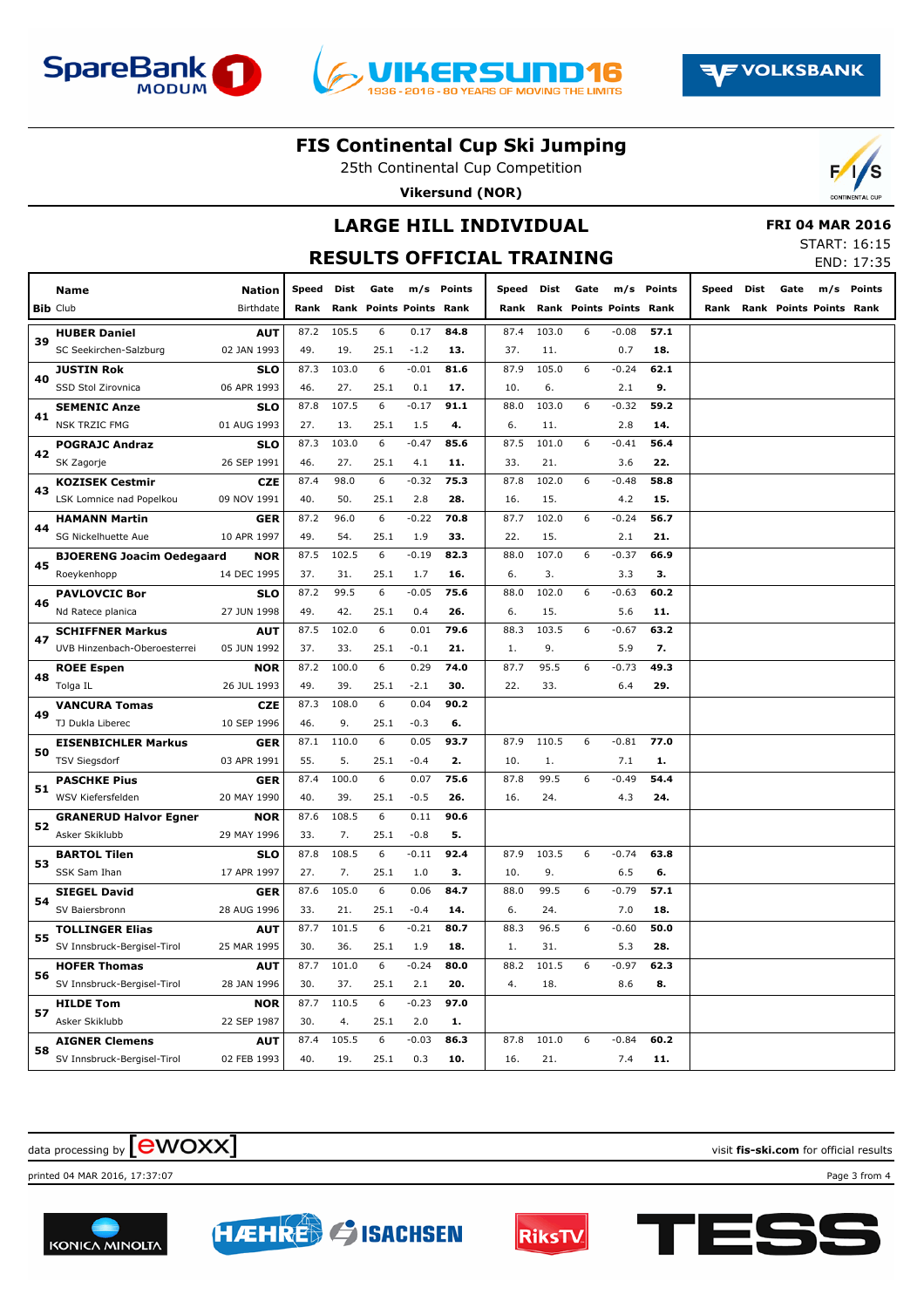# FIS Continental Cup Ski Jumping

25th Continental Cup Competition

**Vikersund (NOR)**

## LARGE HILL INDIVIDUAL

## RESULTS OFFICIAL TRAINING

**FRI 04 MAR 2016**

START: 16:15

END: 17:35

| Bib | Name / Club | Nation / Birthdate | Speed / Rank | Dist / Rank | Gate / Points | m/s / Points | Points / Rank | Speed / Rank | Dist / Rank | Gate / Points | m/s / Points | Points / Rank | Speed / Rank | Dist / Rank | Gate / Points | m/s / Points | Points / Rank |
|---|---|---|---|---|---|---|---|---|---|---|---|---|---|---|---|---|---|
| 39 | **HUBER Daniel** | **AUT** | 87.2 | 105.5 | 6 | 0.17 | **84.8** | 87.4 | 103.0 | 6 | -0.08 | **57.1** | | | | | |
| | SC Seekirchen-Salzburg | 02 JAN 1993 | 49. | 19. | 25.1 | -1.2 | **13.** | 37. | 11. | | 0.7 | **18.** | | | | | |
| 40 | **JUSTIN Rok** | **SLO** | 87.3 | 103.0 | 6 | -0.01 | **81.6** | 87.9 | 105.0 | 6 | -0.24 | **62.1** | | | | | |
| | SSD Stol Zirovnica | 06 APR 1993 | 46. | 27. | 25.1 | 0.1 | **17.** | 10. | 6. | | 2.1 | **9.** | | | | | |
| 41 | **SEMENIC Anze** | **SLO** | 87.8 | 107.5 | 6 | -0.17 | **91.1** | 88.0 | 103.0 | 6 | -0.32 | **59.2** | | | | | |
| | NSK TRZIC FMG | 01 AUG 1993 | 27. | 13. | 25.1 | 1.5 | **4.** | 6. | 11. | | 2.8 | **14.** | | | | | |
| 42 | **POGRAJC Andraz** | **SLO** | 87.3 | 103.0 | 6 | -0.47 | **85.6** | 87.5 | 101.0 | 6 | -0.41 | **56.4** | | | | | |
| | SK Zagorje | 26 SEP 1991 | 46. | 27. | 25.1 | 4.1 | **11.** | 33. | 21. | | 3.6 | **22.** | | | | | |
| 43 | **KOZISEK Cestmir** | **CZE** | 87.4 | 98.0 | 6 | -0.32 | **75.3** | 87.8 | 102.0 | 6 | -0.48 | **58.8** | | | | | |
| | LSK Lomnice nad Popelkou | 09 NOV 1991 | 40. | 50. | 25.1 | 2.8 | **28.** | 16. | 15. | | 4.2 | **15.** | | | | | |
| 44 | **HAMANN Martin** | **GER** | 87.2 | 96.0 | 6 | -0.22 | **70.8** | 87.7 | 102.0 | 6 | -0.24 | **56.7** | | | | | |
| | SG Nickelhuette Aue | 10 APR 1997 | 49. | 54. | 25.1 | 1.9 | **33.** | 22. | 15. | | 2.1 | **21.** | | | | | |
| 45 | **BJOERENG Joacim Oedegaard** | **NOR** | 87.5 | 102.5 | 6 | -0.19 | **82.3** | 88.0 | 107.0 | 6 | -0.37 | **66.9** | | | | | |
| | Roeykenhopp | 14 DEC 1995 | 37. | 31. | 25.1 | 1.7 | **16.** | 6. | 3. | | 3.3 | **3.** | | | | | |
| 46 | **PAVLOVCIC Bor** | **SLO** | 87.2 | 99.5 | 6 | -0.05 | **75.6** | 88.0 | 102.0 | 6 | -0.63 | **60.2** | | | | | |
| | Nd Ratece planica | 27 JUN 1998 | 49. | 42. | 25.1 | 0.4 | **26.** | 6. | 15. | | 5.6 | **11.** | | | | | |
| 47 | **SCHIFFNER Markus** | **AUT** | 87.5 | 102.0 | 6 | 0.01 | **79.6** | 88.3 | 103.5 | 6 | -0.67 | **63.2** | | | | | |
| | UVB Hinzenbach-Oberoesterrei | 05 JUN 1992 | 37. | 33. | 25.1 | -0.1 | **21.** | 1. | 9. | | 5.9 | **7.** | | | | | |
| 48 | **ROEE Espen** | **NOR** | 87.2 | 100.0 | 6 | 0.29 | **74.0** | 87.7 | 95.5 | 6 | -0.73 | **49.3** | | | | | |
| | Tolga IL | 26 JUL 1993 | 49. | 39. | 25.1 | -2.1 | **30.** | 22. | 33. | | 6.4 | **29.** | | | | | |
| 49 | **VANCURA Tomas** | **CZE** | 87.3 | 108.0 | 6 | 0.04 | **90.2** | | | | | | | | | | |
| | TJ Dukla Liberec | 10 SEP 1996 | 46. | 9. | 25.1 | -0.3 | **6.** | | | | | | | | | | |
| 50 | **EISENBICHLER Markus** | **GER** | 87.1 | 110.0 | 6 | 0.05 | **93.7** | 87.9 | 110.5 | 6 | -0.81 | **77.0** | | | | | |
| | TSV Siegsdorf | 03 APR 1991 | 55. | 5. | 25.1 | -0.4 | **2.** | 10. | 1. | | 7.1 | **1.** | | | | | |
| 51 | **PASCHKE Pius** | **GER** | 87.4 | 100.0 | 6 | 0.07 | **75.6** | 87.8 | 99.5 | 6 | -0.49 | **54.4** | | | | | |
| | WSV Kiefersfelden | 20 MAY 1990 | 40. | 39. | 25.1 | -0.5 | **26.** | 16. | 24. | | 4.3 | **24.** | | | | | |
| 52 | **GRANERUD Halvor Egner** | **NOR** | 87.6 | 108.5 | 6 | 0.11 | **90.6** | | | | | | | | | | |
| | Asker Skiklubb | 29 MAY 1996 | 33. | 7. | 25.1 | -0.8 | **5.** | | | | | | | | | | |
| 53 | **BARTOL Tilen** | **SLO** | 87.8 | 108.5 | 6 | -0.11 | **92.4** | 87.9 | 103.5 | 6 | -0.74 | **63.8** | | | | | |
| | SSK Sam Ihan | 17 APR 1997 | 27. | 7. | 25.1 | 1.0 | **3.** | 10. | 9. | | 6.5 | **6.** | | | | | |
| 54 | **SIEGEL David** | **GER** | 87.6 | 105.0 | 6 | 0.06 | **84.7** | 88.0 | 99.5 | 6 | -0.79 | **57.1** | | | | | |
| | SV Baiersbronn | 28 AUG 1996 | 33. | 21. | 25.1 | -0.4 | **14.** | 6. | 24. | | 7.0 | **18.** | | | | | |
| 55 | **TOLLINGER Elias** | **AUT** | 87.7 | 101.5 | 6 | -0.21 | **80.7** | 88.3 | 96.5 | 6 | -0.60 | **50.0** | | | | | |
| | SV Innsbruck-Bergisel-Tirol | 25 MAR 1995 | 30. | 36. | 25.1 | 1.9 | **18.** | 1. | 31. | | 5.3 | **28.** | | | | | |
| 56 | **HOFER Thomas** | **AUT** | 87.7 | 101.0 | 6 | -0.24 | **80.0** | 88.2 | 101.5 | 6 | -0.97 | **62.3** | | | | | |
| | SV Innsbruck-Bergisel-Tirol | 28 JAN 1996 | 30. | 37. | 25.1 | 2.1 | **20.** | 4. | 18. | | 8.6 | **8.** | | | | | |
| 57 | **HILDE Tom** | **NOR** | 87.7 | 110.5 | 6 | -0.23 | **97.0** | | | | | | | | | | |
| | Asker Skiklubb | 22 SEP 1987 | 30. | 4. | 25.1 | 2.0 | **1.** | | | | | | | | | | |
| 58 | **AIGNER Clemens** | **AUT** | 87.4 | 105.5 | 6 | -0.03 | **86.3** | 87.8 | 101.0 | 6 | -0.84 | **60.2** | | | | | |
| | SV Innsbruck-Bergisel-Tirol | 02 FEB 1993 | 40. | 19. | 25.1 | 0.3 | **10.** | 16. | 21. | | 7.4 | **11.** | | | | | |

data processing by ewoxx — visit **fis-ski.com** for official results

printed 04 MAR 2016, 17:37:07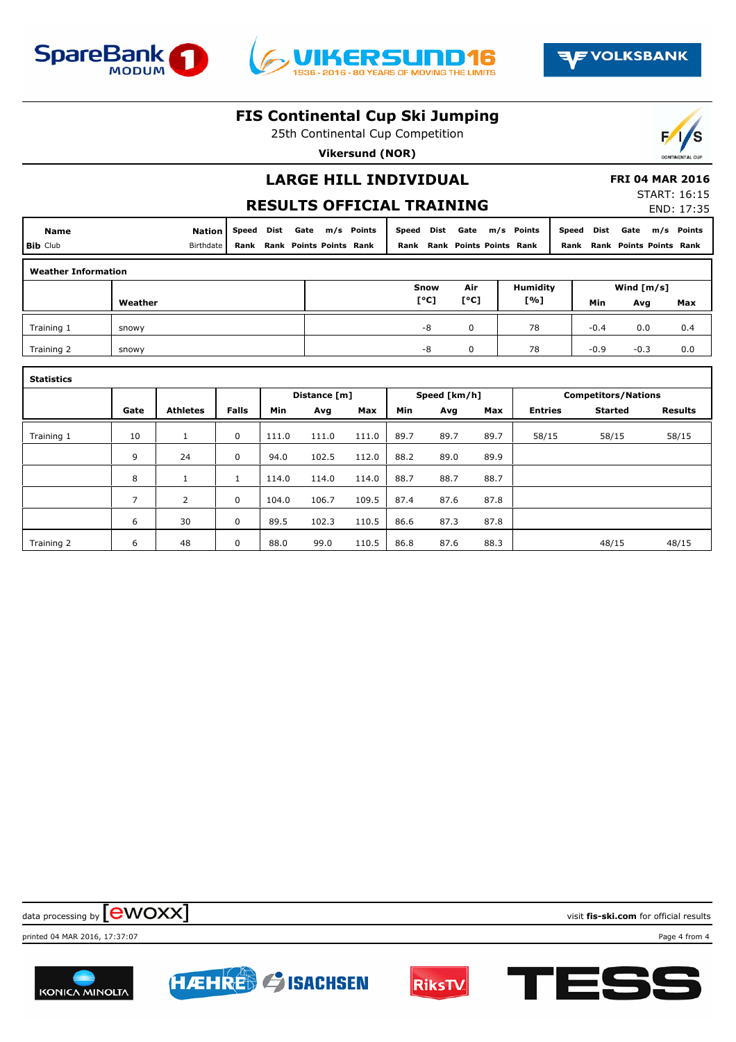## FIS Continental Cup Ski Jumping

25th Continental Cup Competition

**Vikersund (NOR)**

### LARGE HILL INDIVIDUAL

### RESULTS OFFICIAL TRAINING

**FRI 04 MAR 2016**
START: 16:15
END: 17:35

| Name | Nation | Speed | Dist | Gate | m/s | Points | Speed | Dist | Gate | m/s | Points | Speed | Dist | Gate | m/s | Points |
|---|---|---|---|---|---|---|---|---|---|---|---|---|---|---|---|---|
| **Bib** Club | Birthdate | Rank | Rank | Points | Points | Rank | Rank | Rank | Points | Points | Rank | Rank | Rank | Points | Points | Rank |

**Weather Information**

| | Weather | | Snow [°C] | Air [°C] | Humidity [%] | Wind [m/s] Min | Avg | Max |
|---|---|---|---|---|---|---|---|---|
| Training 1 | snowy | | -8 | 0 | 78 | -0.4 | 0.0 | 0.4 |
| Training 2 | snowy | | -8 | 0 | 78 | -0.9 | -0.3 | 0.0 |

**Statistics**

| | Gate | Athletes | Falls | Distance [m] Min | Avg | Max | Speed [km/h] Min | Avg | Max | Competitors/Nations Entries | Started | Results |
|---|---|---|---|---|---|---|---|---|---|---|---|---|
| Training 1 | 10 | 1 | 0 | 111.0 | 111.0 | 111.0 | 89.7 | 89.7 | 89.7 | 58/15 | 58/15 | 58/15 |
| | 9 | 24 | 0 | 94.0 | 102.5 | 112.0 | 88.2 | 89.0 | 89.9 | | | |
| | 8 | 1 | 1 | 114.0 | 114.0 | 114.0 | 88.7 | 88.7 | 88.7 | | | |
| | 7 | 2 | 0 | 104.0 | 106.7 | 109.5 | 87.4 | 87.6 | 87.8 | | | |
| | 6 | 30 | 0 | 89.5 | 102.3 | 110.5 | 86.6 | 87.3 | 87.8 | | | |
| Training 2 | 6 | 48 | 0 | 88.0 | 99.0 | 110.5 | 86.8 | 87.6 | 88.3 | | 48/15 | 48/15 |

data processing by [ewoxx] visit **fis-ski.com** for official results

printed 04 MAR 2016, 17:37:07